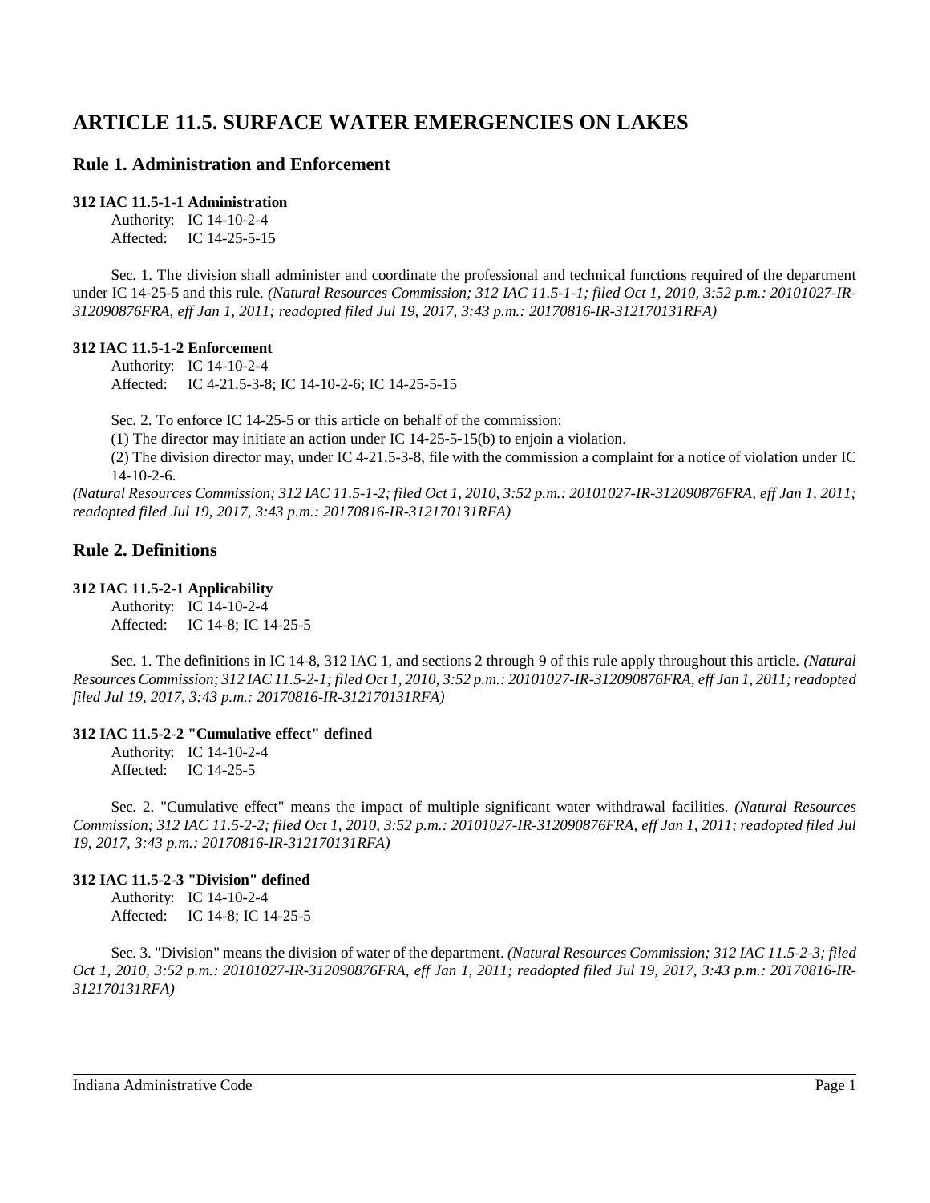# ARTICLE 11.5. SURFACE WATER EMERGENCIES ON LAKES

## Rule 1. Administration and Enforcement

### 312 IAC 11.5-1-1 Administration

Authority: IC 14-10-2-4
Affected: IC 14-25-5-15

Sec. 1. The division shall administer and coordinate the professional and technical functions required of the department under IC 14-25-5 and this rule. *(Natural Resources Commission; 312 IAC 11.5-1-1; filed Oct 1, 2010, 3:52 p.m.: 20101027-IR-312090876FRA, eff Jan 1, 2011; readopted filed Jul 19, 2017, 3:43 p.m.: 20170816-IR-312170131RFA)*

### 312 IAC 11.5-1-2 Enforcement

Authority: IC 14-10-2-4
Affected: IC 4-21.5-3-8; IC 14-10-2-6; IC 14-25-5-15

Sec. 2. To enforce IC 14-25-5 or this article on behalf of the commission:

(1) The director may initiate an action under IC 14-25-5-15(b) to enjoin a violation.

(2) The division director may, under IC 4-21.5-3-8, file with the commission a complaint for a notice of violation under IC 14-10-2-6.

*(Natural Resources Commission; 312 IAC 11.5-1-2; filed Oct 1, 2010, 3:52 p.m.: 20101027-IR-312090876FRA, eff Jan 1, 2011; readopted filed Jul 19, 2017, 3:43 p.m.: 20170816-IR-312170131RFA)*

## Rule 2. Definitions

### 312 IAC 11.5-2-1 Applicability

Authority: IC 14-10-2-4
Affected: IC 14-8; IC 14-25-5

Sec. 1. The definitions in IC 14-8, 312 IAC 1, and sections 2 through 9 of this rule apply throughout this article. *(Natural Resources Commission; 312 IAC 11.5-2-1; filed Oct 1, 2010, 3:52 p.m.: 20101027-IR-312090876FRA, eff Jan 1, 2011; readopted filed Jul 19, 2017, 3:43 p.m.: 20170816-IR-312170131RFA)*

### 312 IAC 11.5-2-2 "Cumulative effect" defined

Authority: IC 14-10-2-4
Affected: IC 14-25-5

Sec. 2. "Cumulative effect" means the impact of multiple significant water withdrawal facilities. *(Natural Resources Commission; 312 IAC 11.5-2-2; filed Oct 1, 2010, 3:52 p.m.: 20101027-IR-312090876FRA, eff Jan 1, 2011; readopted filed Jul 19, 2017, 3:43 p.m.: 20170816-IR-312170131RFA)*

### 312 IAC 11.5-2-3 "Division" defined

Authority: IC 14-10-2-4
Affected: IC 14-8; IC 14-25-5

Sec. 3. "Division" means the division of water of the department. *(Natural Resources Commission; 312 IAC 11.5-2-3; filed Oct 1, 2010, 3:52 p.m.: 20101027-IR-312090876FRA, eff Jan 1, 2011; readopted filed Jul 19, 2017, 3:43 p.m.: 20170816-IR-312170131RFA)*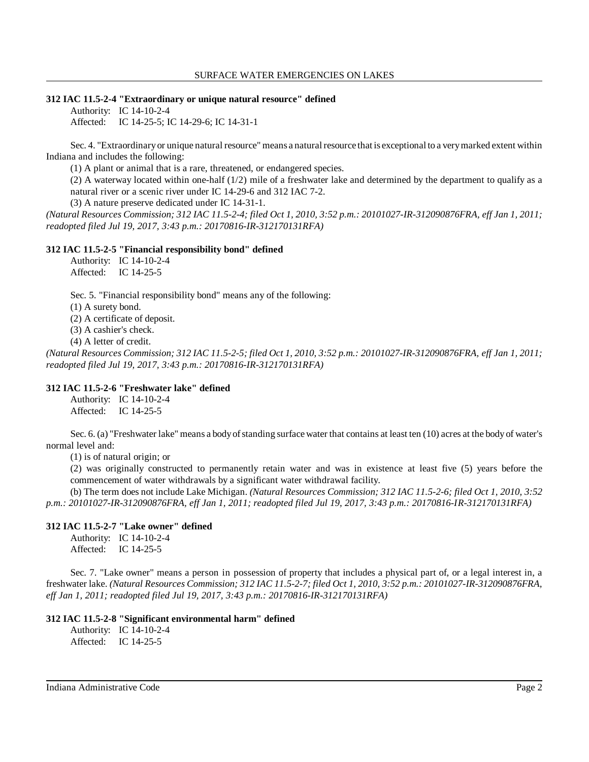### 312 IAC 11.5-2-4 "Extraordinary or unique natural resource" defined

Authority: IC 14-10-2-4
Affected: IC 14-25-5; IC 14-29-6; IC 14-31-1

Sec. 4. "Extraordinary or unique natural resource" means a natural resource that is exceptional to a very marked extent within Indiana and includes the following:

(1) A plant or animal that is a rare, threatened, or endangered species.

(2) A waterway located within one-half (1/2) mile of a freshwater lake and determined by the department to qualify as a natural river or a scenic river under IC 14-29-6 and 312 IAC 7-2.

(3) A nature preserve dedicated under IC 14-31-1.

*(Natural Resources Commission; 312 IAC 11.5-2-4; filed Oct 1, 2010, 3:52 p.m.: 20101027-IR-312090876FRA, eff Jan 1, 2011; readopted filed Jul 19, 2017, 3:43 p.m.: 20170816-IR-312170131RFA)*

### 312 IAC 11.5-2-5 "Financial responsibility bond" defined

Authority: IC 14-10-2-4
Affected: IC 14-25-5

Sec. 5. "Financial responsibility bond" means any of the following:

(1) A surety bond.

(2) A certificate of deposit.

(3) A cashier's check.

(4) A letter of credit.

*(Natural Resources Commission; 312 IAC 11.5-2-5; filed Oct 1, 2010, 3:52 p.m.: 20101027-IR-312090876FRA, eff Jan 1, 2011; readopted filed Jul 19, 2017, 3:43 p.m.: 20170816-IR-312170131RFA)*

### 312 IAC 11.5-2-6 "Freshwater lake" defined

Authority: IC 14-10-2-4
Affected: IC 14-25-5

Sec. 6. (a) "Freshwater lake" means a body of standing surface water that contains at least ten (10) acres at the body of water's normal level and:

(1) is of natural origin; or

(2) was originally constructed to permanently retain water and was in existence at least five (5) years before the commencement of water withdrawals by a significant water withdrawal facility.

(b) The term does not include Lake Michigan. *(Natural Resources Commission; 312 IAC 11.5-2-6; filed Oct 1, 2010, 3:52 p.m.: 20101027-IR-312090876FRA, eff Jan 1, 2011; readopted filed Jul 19, 2017, 3:43 p.m.: 20170816-IR-312170131RFA)*

### 312 IAC 11.5-2-7 "Lake owner" defined

Authority: IC 14-10-2-4
Affected: IC 14-25-5

Sec. 7. "Lake owner" means a person in possession of property that includes a physical part of, or a legal interest in, a freshwater lake. *(Natural Resources Commission; 312 IAC 11.5-2-7; filed Oct 1, 2010, 3:52 p.m.: 20101027-IR-312090876FRA, eff Jan 1, 2011; readopted filed Jul 19, 2017, 3:43 p.m.: 20170816-IR-312170131RFA)*

### 312 IAC 11.5-2-8 "Significant environmental harm" defined

Authority: IC 14-10-2-4
Affected: IC 14-25-5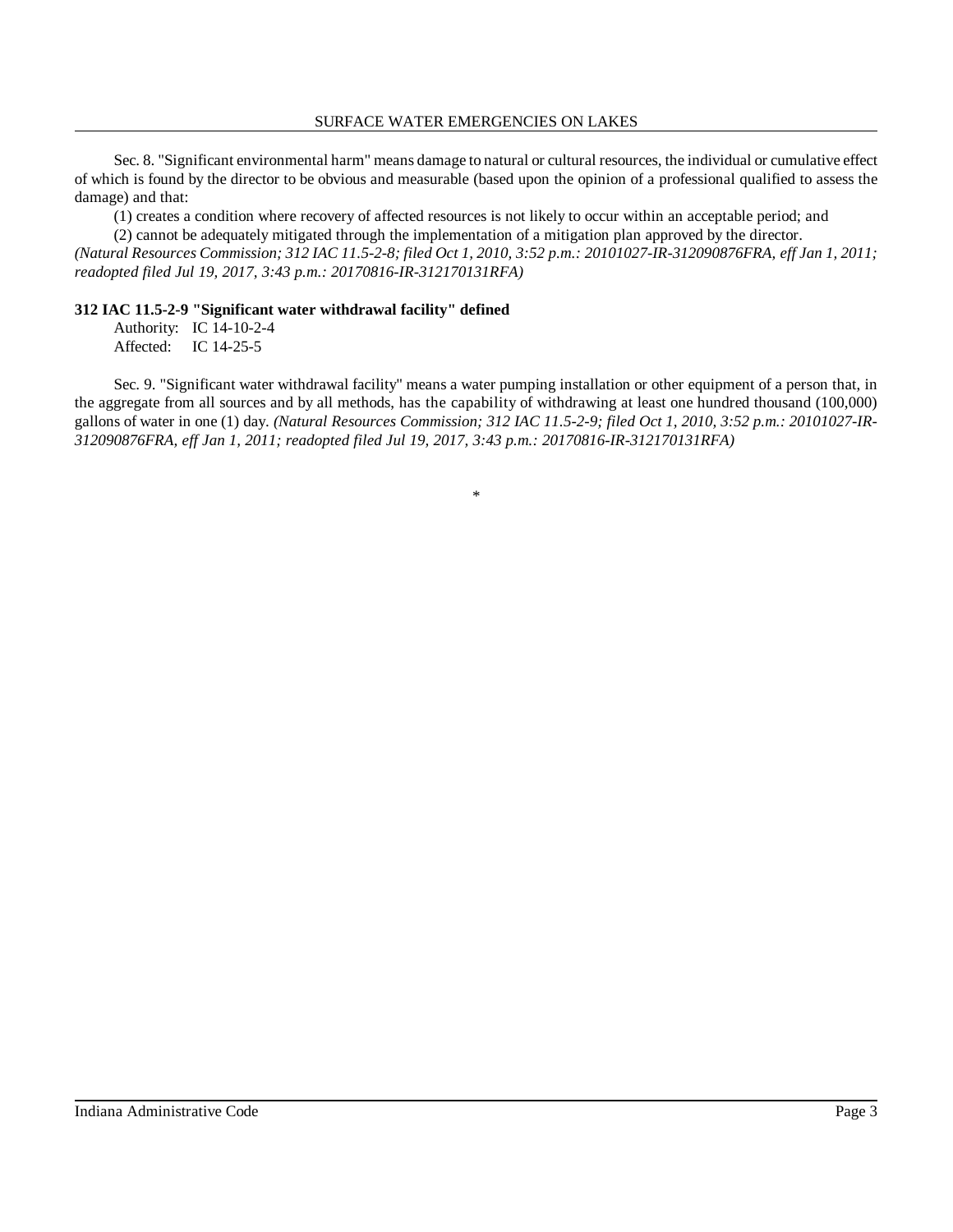Sec. 8. "Significant environmental harm" means damage to natural or cultural resources, the individual or cumulative effect of which is found by the director to be obvious and measurable (based upon the opinion of a professional qualified to assess the damage) and that:

(1) creates a condition where recovery of affected resources is not likely to occur within an acceptable period; and

(2) cannot be adequately mitigated through the implementation of a mitigation plan approved by the director.

*(Natural Resources Commission; 312 IAC 11.5-2-8; filed Oct 1, 2010, 3:52 p.m.: 20101027-IR-312090876FRA, eff Jan 1, 2011; readopted filed Jul 19, 2017, 3:43 p.m.: 20170816-IR-312170131RFA)*

**312 IAC 11.5-2-9 "Significant water withdrawal facility" defined**

Authority: IC 14-10-2-4
Affected: IC 14-25-5

Sec. 9. "Significant water withdrawal facility" means a water pumping installation or other equipment of a person that, in the aggregate from all sources and by all methods, has the capability of withdrawing at least one hundred thousand (100,000) gallons of water in one (1) day. *(Natural Resources Commission; 312 IAC 11.5-2-9; filed Oct 1, 2010, 3:52 p.m.: 20101027-IR-312090876FRA, eff Jan 1, 2011; readopted filed Jul 19, 2017, 3:43 p.m.: 20170816-IR-312170131RFA)*

*